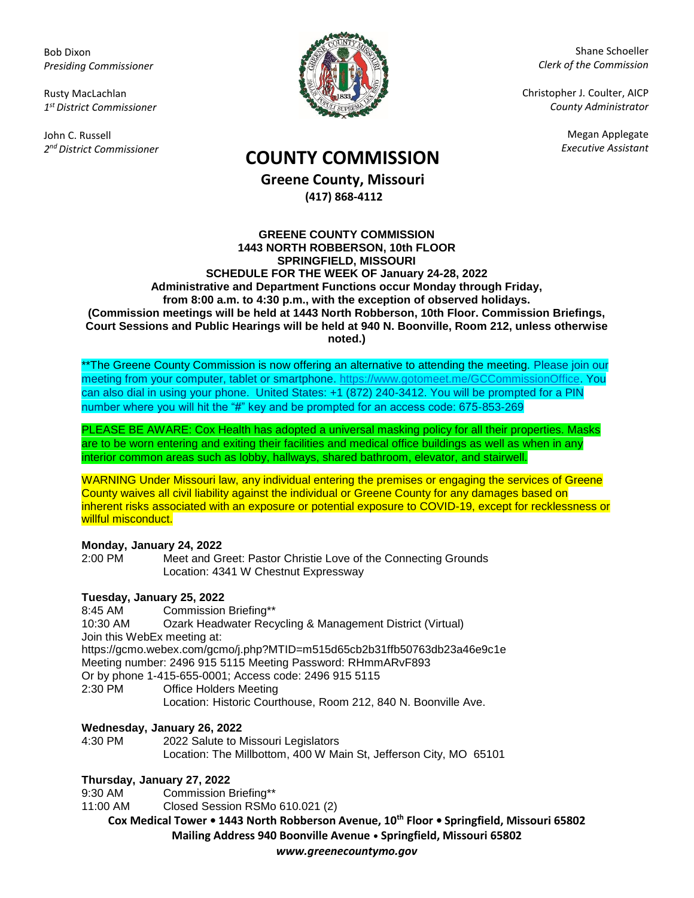Bob Dixon
*Presiding Commissioner*

Rusty MacLachlan
*1st District Commissioner*

John C. Russell
*2nd District Commissioner*

Shane Schoeller
*Clerk of the Commission*

Christopher J. Coulter, AICP
*County Administrator*

Megan Applegate
*Executive Assistant*

# COUNTY COMMISSION

## Greene County, Missouri

**(417) 868-4112**

**GREENE COUNTY COMMISSION**
**1443 NORTH ROBBERSON, 10th FLOOR**
**SPRINGFIELD, MISSOURI**
**SCHEDULE FOR THE WEEK OF January 24-28, 2022**
**Administrative and Department Functions occur Monday through Friday, from 8:00 a.m. to 4:30 p.m., with the exception of observed holidays.**
**(Commission meetings will be held at 1443 North Robberson, 10th Floor. Commission Briefings, Court Sessions and Public Hearings will be held at 940 N. Boonville, Room 212, unless otherwise noted.)**

**The Greene County Commission is now offering an alternative to attending the meeting. Please join our meeting from your computer, tablet or smartphone. https://www.gotomeet.me/GCCommissionOffice. You can also dial in using your phone. United States: +1 (872) 240-3412. You will be prompted for a PIN number where you will hit the "#" key and be prompted for an access code: 675-853-269

PLEASE BE AWARE: Cox Health has adopted a universal masking policy for all their properties. Masks are to be worn entering and exiting their facilities and medical office buildings as well as when in any interior common areas such as lobby, hallways, shared bathroom, elevator, and stairwell.

WARNING Under Missouri law, any individual entering the premises or engaging the services of Greene County waives all civil liability against the individual or Greene County for any damages based on inherent risks associated with an exposure or potential exposure to COVID-19, except for recklessness or willful misconduct.

**Monday, January 24, 2022**

2:00 PM Meet and Greet: Pastor Christie Love of the Connecting Grounds
Location: 4341 W Chestnut Expressway

**Tuesday, January 25, 2022**

8:45 AM Commission Briefing**

10:30 AM Ozark Headwater Recycling & Management District (Virtual)
Join this WebEx meeting at:
https://gcmo.webex.com/gcmo/j.php?MTID=m515d65cb2b31ffb50763db23a46e9c1e
Meeting number: 2496 915 5115 Meeting Password: RHmmARvF893
Or by phone 1-415-655-0001; Access code: 2496 915 5115

2:30 PM Office Holders Meeting
Location: Historic Courthouse, Room 212, 840 N. Boonville Ave.

**Wednesday, January 26, 2022**

4:30 PM 2022 Salute to Missouri Legislators
Location: The Millbottom, 400 W Main St, Jefferson City, MO 65101

**Thursday, January 27, 2022**

9:30 AM Commission Briefing**

11:00 AM Closed Session RSMo 610.021 (2)

**Cox Medical Tower • 1443 North Robberson Avenue, 10th Floor • Springfield, Missouri 65802**
**Mailing Address 940 Boonville Avenue • Springfield, Missouri 65802**
***www.greenecountymo.gov***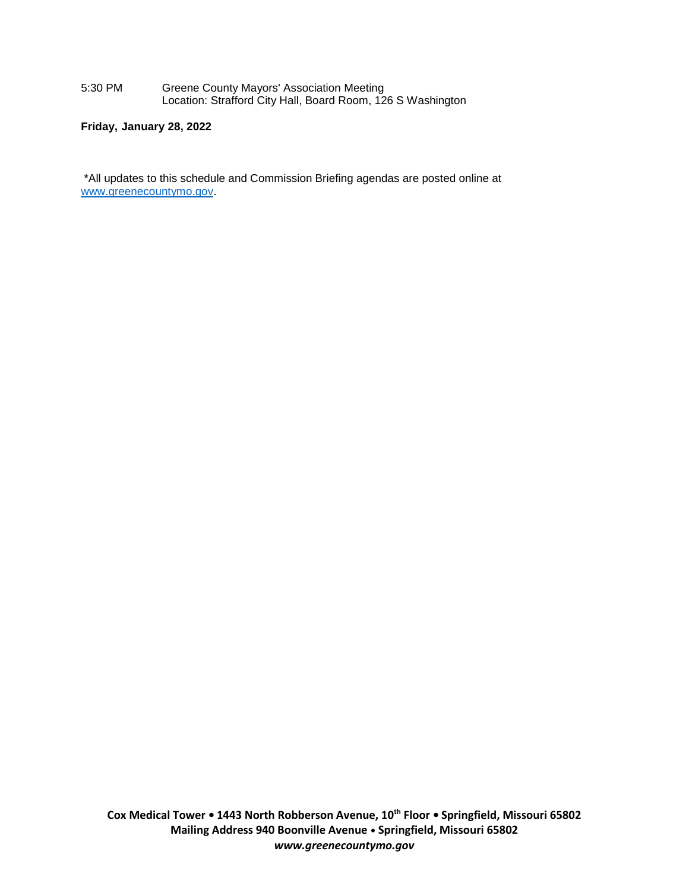5:30 PM Greene County Mayors' Association Meeting
Location: Strafford City Hall, Board Room, 126 S Washington

**Friday, January 28, 2022**

*All updates to this schedule and Commission Briefing agendas are posted online at [www.greenecountymo.gov](http://www.greenecountymo.gov).

**Cox Medical Tower • 1443 North Robberson Avenue, 10th Floor • Springfield, Missouri 65802**
**Mailing Address 940 Boonville Avenue • Springfield, Missouri 65802**
***www.greenecountymo.gov***